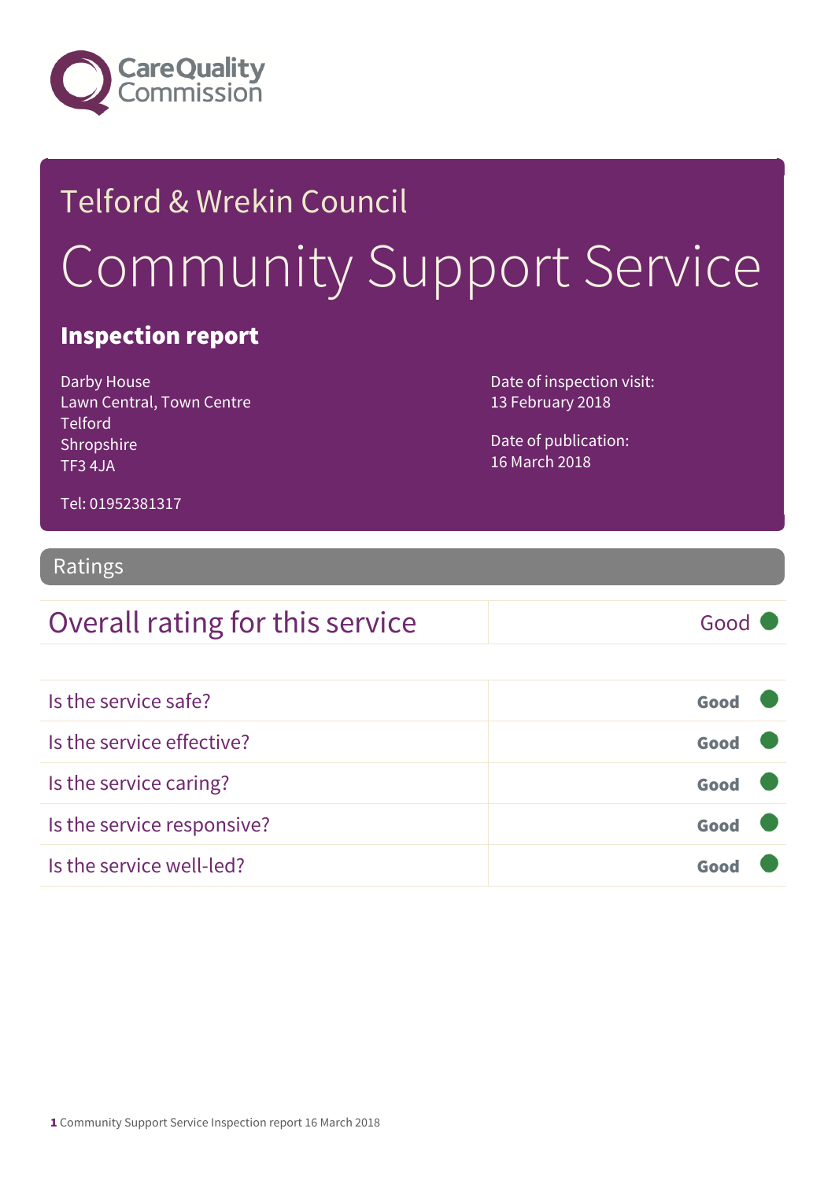Care Quality Commission

# Telford & Wrekin Council

# Community Support Service

## Inspection report

Darby House
Lawn Central, Town Centre
Telford
Shropshire
TF3 4JA

Tel: 01952381317

Date of inspection visit:
13 February 2018

Date of publication:
16 March 2018

## Ratings

| Overall rating for this service | Good |
| --- | --- |

| Is the service safe? | Good |
| --- | --- |
| Is the service effective? | Good |
| Is the service caring? | Good |
| Is the service responsive? | Good |
| Is the service well-led? | Good |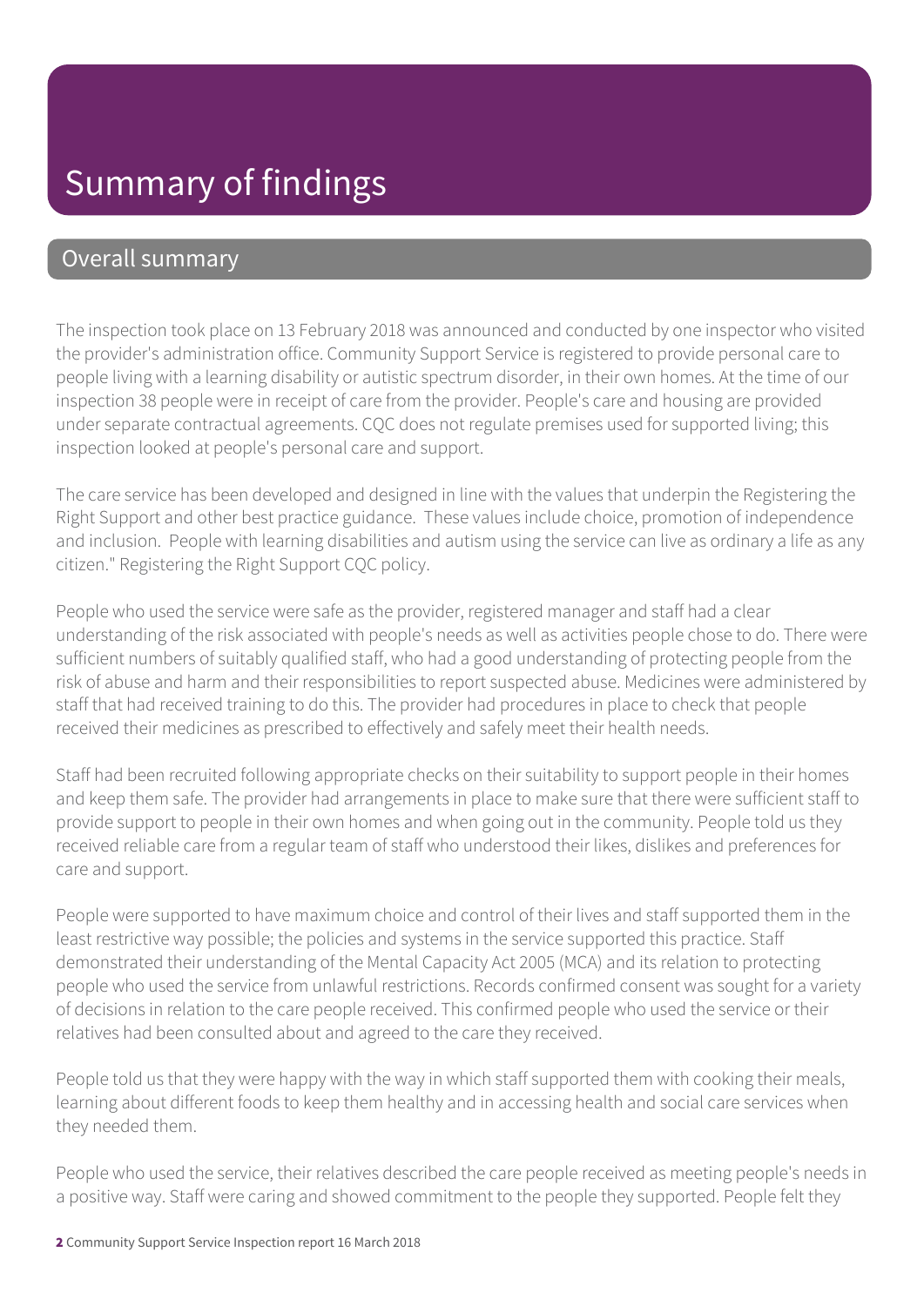# Summary of findings

## Overall summary

The inspection took place on 13 February 2018 was announced and conducted by one inspector who visited the provider's administration office. Community Support Service is registered to provide personal care to people living with a learning disability or autistic spectrum disorder, in their own homes. At the time of our inspection 38 people were in receipt of care from the provider. People's care and housing are provided under separate contractual agreements. CQC does not regulate premises used for supported living; this inspection looked at people's personal care and support.

The care service has been developed and designed in line with the values that underpin the Registering the Right Support and other best practice guidance. These values include choice, promotion of independence and inclusion. People with learning disabilities and autism using the service can live as ordinary a life as any citizen." Registering the Right Support CQC policy.

People who used the service were safe as the provider, registered manager and staff had a clear understanding of the risk associated with people's needs as well as activities people chose to do. There were sufficient numbers of suitably qualified staff, who had a good understanding of protecting people from the risk of abuse and harm and their responsibilities to report suspected abuse. Medicines were administered by staff that had received training to do this. The provider had procedures in place to check that people received their medicines as prescribed to effectively and safely meet their health needs.

Staff had been recruited following appropriate checks on their suitability to support people in their homes and keep them safe. The provider had arrangements in place to make sure that there were sufficient staff to provide support to people in their own homes and when going out in the community. People told us they received reliable care from a regular team of staff who understood their likes, dislikes and preferences for care and support.

People were supported to have maximum choice and control of their lives and staff supported them in the least restrictive way possible; the policies and systems in the service supported this practice. Staff demonstrated their understanding of the Mental Capacity Act 2005 (MCA) and its relation to protecting people who used the service from unlawful restrictions. Records confirmed consent was sought for a variety of decisions in relation to the care people received. This confirmed people who used the service or their relatives had been consulted about and agreed to the care they received.

People told us that they were happy with the way in which staff supported them with cooking their meals, learning about different foods to keep them healthy and in accessing health and social care services when they needed them.

People who used the service, their relatives described the care people received as meeting people's needs in a positive way. Staff were caring and showed commitment to the people they supported. People felt they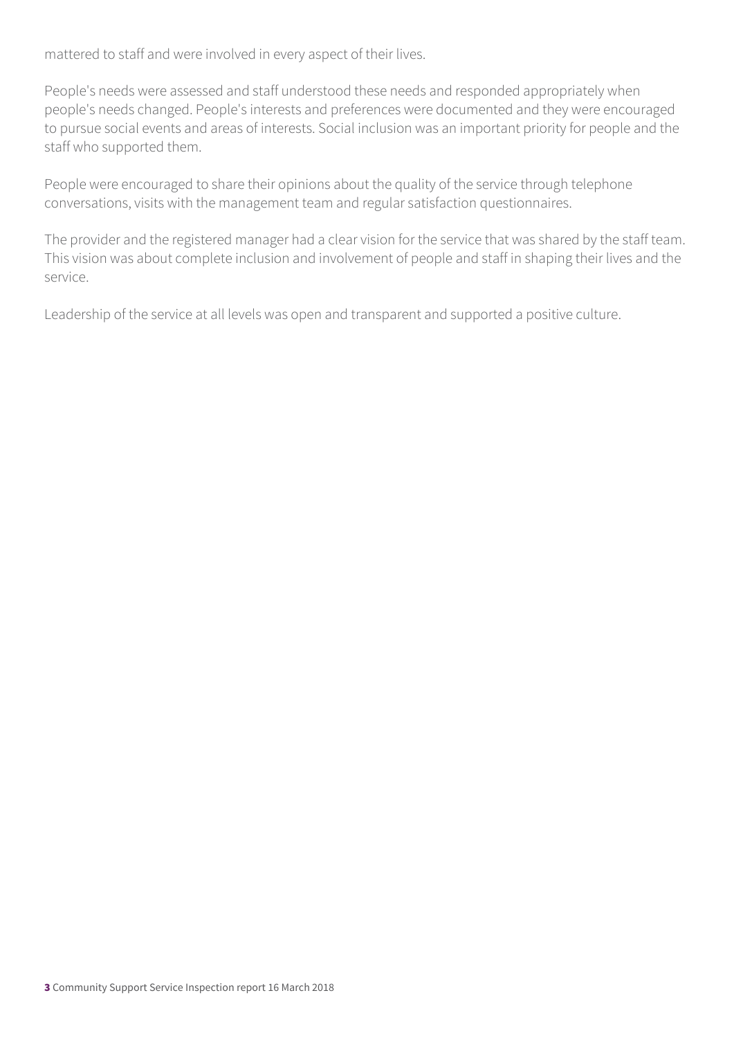mattered to staff and were involved in every aspect of their lives.

People's needs were assessed and staff understood these needs and responded appropriately when people's needs changed. People's interests and preferences were documented and they were encouraged to pursue social events and areas of interests. Social inclusion was an important priority for people and the staff who supported them.

People were encouraged to share their opinions about the quality of the service through telephone conversations, visits with the management team and regular satisfaction questionnaires.

The provider and the registered manager had a clear vision for the service that was shared by the staff team. This vision was about complete inclusion and involvement of people and staff in shaping their lives and the service.

Leadership of the service at all levels was open and transparent and supported a positive culture.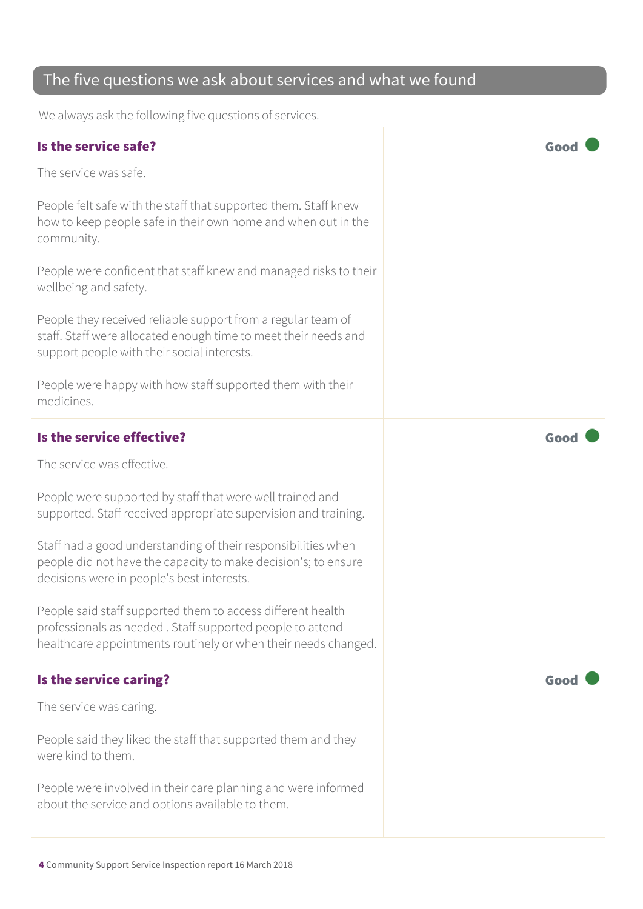## The five questions we ask about services and what we found

We always ask the following five questions of services.

### Is the service safe?

**Good**

The service was safe.

People felt safe with the staff that supported them. Staff knew how to keep people safe in their own home and when out in the community.

People were confident that staff knew and managed risks to their wellbeing and safety.

People they received reliable support from a regular team of staff. Staff were allocated enough time to meet their needs and support people with their social interests.

People were happy with how staff supported them with their medicines.

### Is the service effective?

**Good**

The service was effective.

People were supported by staff that were well trained and supported. Staff received appropriate supervision and training.

Staff had a good understanding of their responsibilities when people did not have the capacity to make decision's; to ensure decisions were in people's best interests.

People said staff supported them to access different health professionals as needed . Staff supported people to attend healthcare appointments routinely or when their needs changed.

### Is the service caring?

**Good**

The service was caring.

People said they liked the staff that supported them and they were kind to them.

People were involved in their care planning and were informed about the service and options available to them.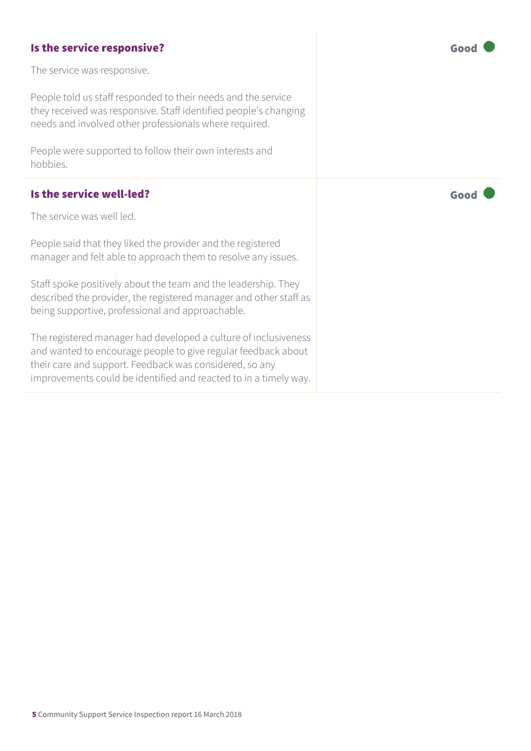### Is the service responsive?

**Good**

The service was responsive.

People told us staff responded to their needs and the service they received was responsive. Staff identified people's changing needs and involved other professionals where required.

People were supported to follow their own interests and hobbies.

### Is the service well-led?

**Good**

The service was well led.

People said that they liked the provider and the registered manager and felt able to approach them to resolve any issues.

Staff spoke positively about the team and the leadership. They described the provider, the registered manager and other staff as being supportive, professional and approachable.

The registered manager had developed a culture of inclusiveness and wanted to encourage people to give regular feedback about their care and support. Feedback was considered, so any improvements could be identified and reacted to in a timely way.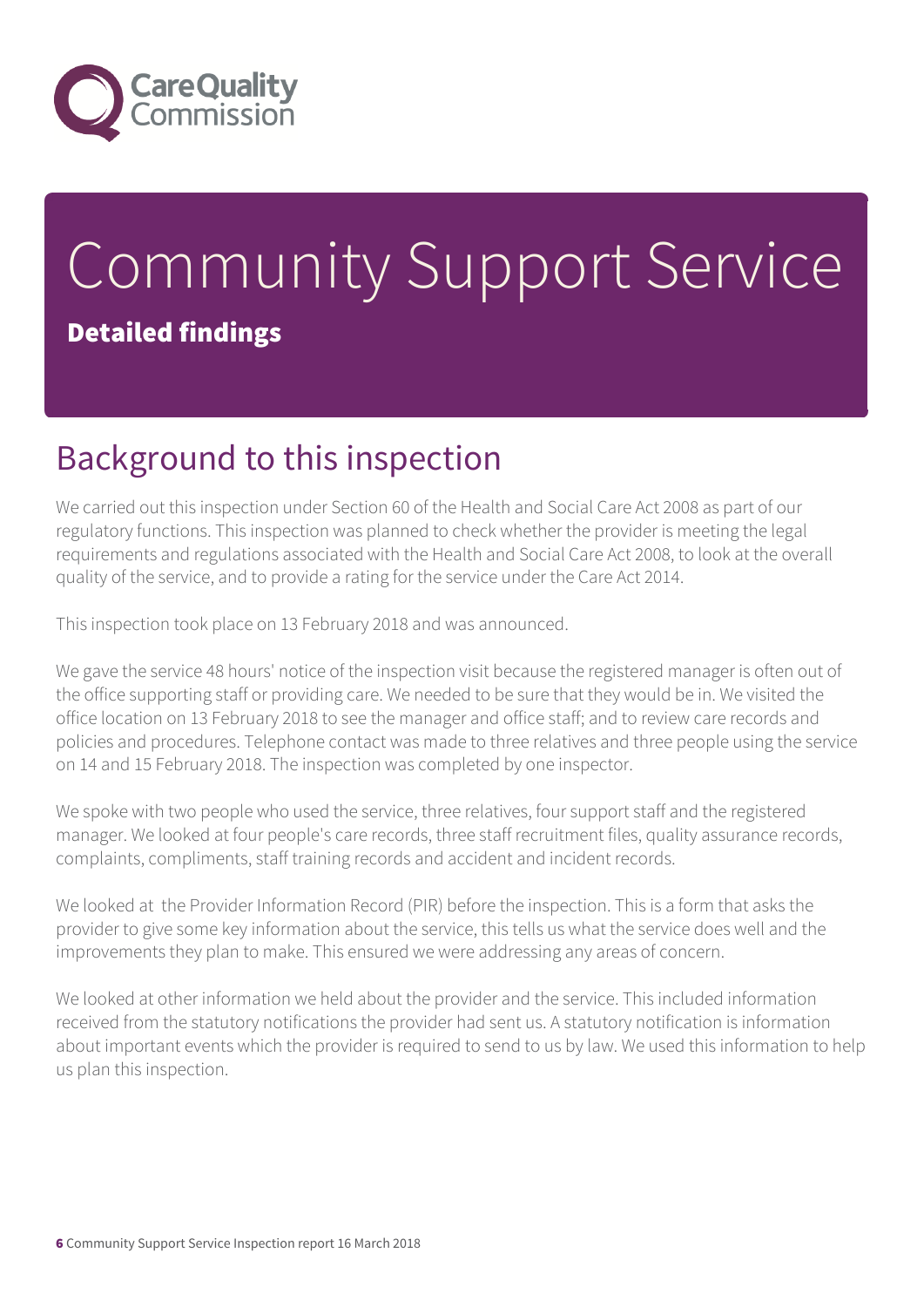# Community Support Service

**Detailed findings**

## Background to this inspection

We carried out this inspection under Section 60 of the Health and Social Care Act 2008 as part of our regulatory functions. This inspection was planned to check whether the provider is meeting the legal requirements and regulations associated with the Health and Social Care Act 2008, to look at the overall quality of the service, and to provide a rating for the service under the Care Act 2014.

This inspection took place on 13 February 2018 and was announced.

We gave the service 48 hours' notice of the inspection visit because the registered manager is often out of the office supporting staff or providing care. We needed to be sure that they would be in. We visited the office location on 13 February 2018 to see the manager and office staff; and to review care records and policies and procedures. Telephone contact was made to three relatives and three people using the service on 14 and 15 February 2018. The inspection was completed by one inspector.

We spoke with two people who used the service, three relatives, four support staff and the registered manager. We looked at four people's care records, three staff recruitment files, quality assurance records, complaints, compliments, staff training records and accident and incident records.

We looked at the Provider Information Record (PIR) before the inspection. This is a form that asks the provider to give some key information about the service, this tells us what the service does well and the improvements they plan to make. This ensured we were addressing any areas of concern.

We looked at other information we held about the provider and the service. This included information received from the statutory notifications the provider had sent us. A statutory notification is information about important events which the provider is required to send to us by law. We used this information to help us plan this inspection.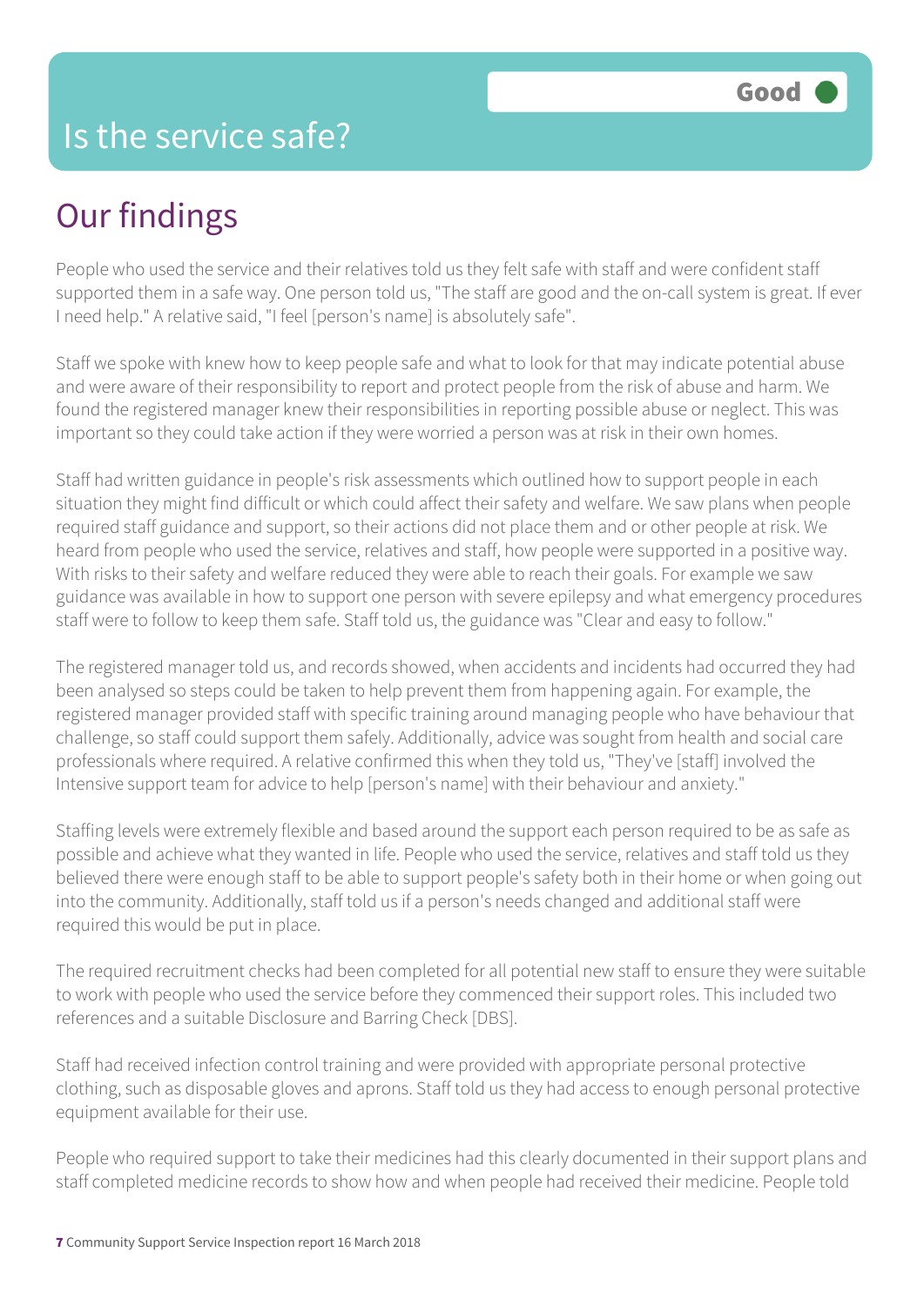# Is the service safe?

**Good**

## Our findings

People who used the service and their relatives told us they felt safe with staff and were confident staff supported them in a safe way. One person told us, "The staff are good and the on-call system is great. If ever I need help." A relative said, "I feel [person's name] is absolutely safe".

Staff we spoke with knew how to keep people safe and what to look for that may indicate potential abuse and were aware of their responsibility to report and protect people from the risk of abuse and harm. We found the registered manager knew their responsibilities in reporting possible abuse or neglect. This was important so they could take action if they were worried a person was at risk in their own homes.

Staff had written guidance in people's risk assessments which outlined how to support people in each situation they might find difficult or which could affect their safety and welfare. We saw plans when people required staff guidance and support, so their actions did not place them and or other people at risk. We heard from people who used the service, relatives and staff, how people were supported in a positive way. With risks to their safety and welfare reduced they were able to reach their goals. For example we saw guidance was available in how to support one person with severe epilepsy and what emergency procedures staff were to follow to keep them safe. Staff told us, the guidance was "Clear and easy to follow."

The registered manager told us, and records showed, when accidents and incidents had occurred they had been analysed so steps could be taken to help prevent them from happening again. For example, the registered manager provided staff with specific training around managing people who have behaviour that challenge, so staff could support them safely. Additionally, advice was sought from health and social care professionals where required. A relative confirmed this when they told us, "They've [staff] involved the Intensive support team for advice to help [person's name] with their behaviour and anxiety."

Staffing levels were extremely flexible and based around the support each person required to be as safe as possible and achieve what they wanted in life. People who used the service, relatives and staff told us they believed there were enough staff to be able to support people's safety both in their home or when going out into the community. Additionally, staff told us if a person's needs changed and additional staff were required this would be put in place.

The required recruitment checks had been completed for all potential new staff to ensure they were suitable to work with people who used the service before they commenced their support roles. This included two references and a suitable Disclosure and Barring Check [DBS].

Staff had received infection control training and were provided with appropriate personal protective clothing, such as disposable gloves and aprons. Staff told us they had access to enough personal protective equipment available for their use.

People who required support to take their medicines had this clearly documented in their support plans and staff completed medicine records to show how and when people had received their medicine. People told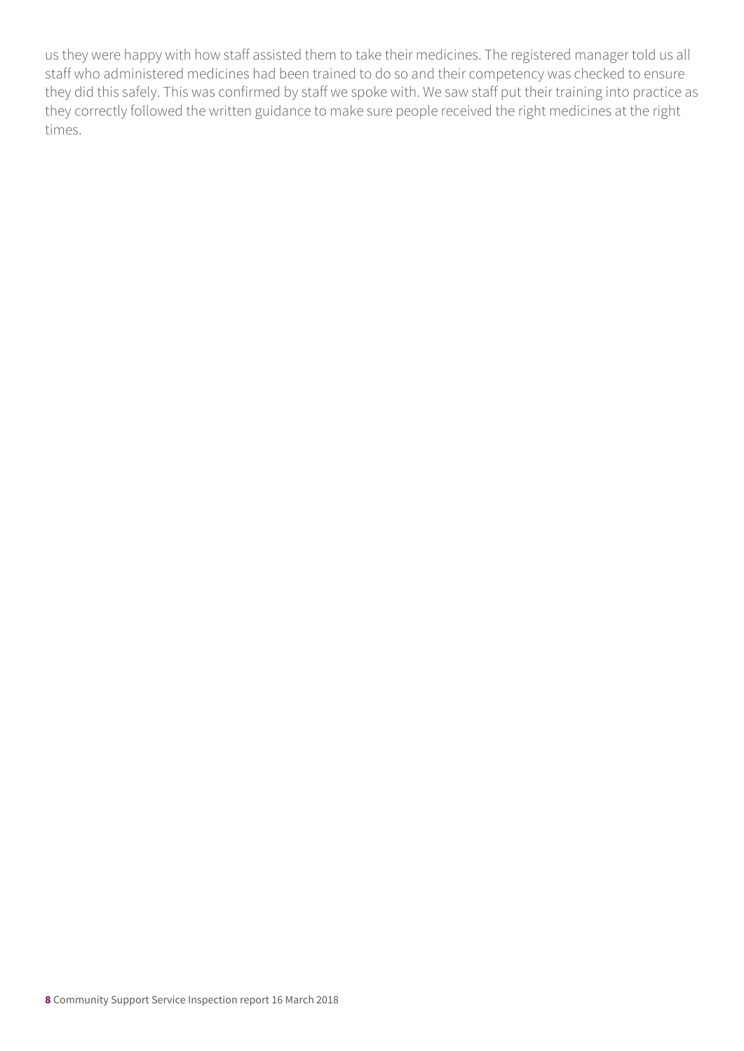us they were happy with how staff assisted them to take their medicines. The registered manager told us all staff who administered medicines had been trained to do so and their competency was checked to ensure they did this safely. This was confirmed by staff we spoke with. We saw staff put their training into practice as they correctly followed the written guidance to make sure people received the right medicines at the right times.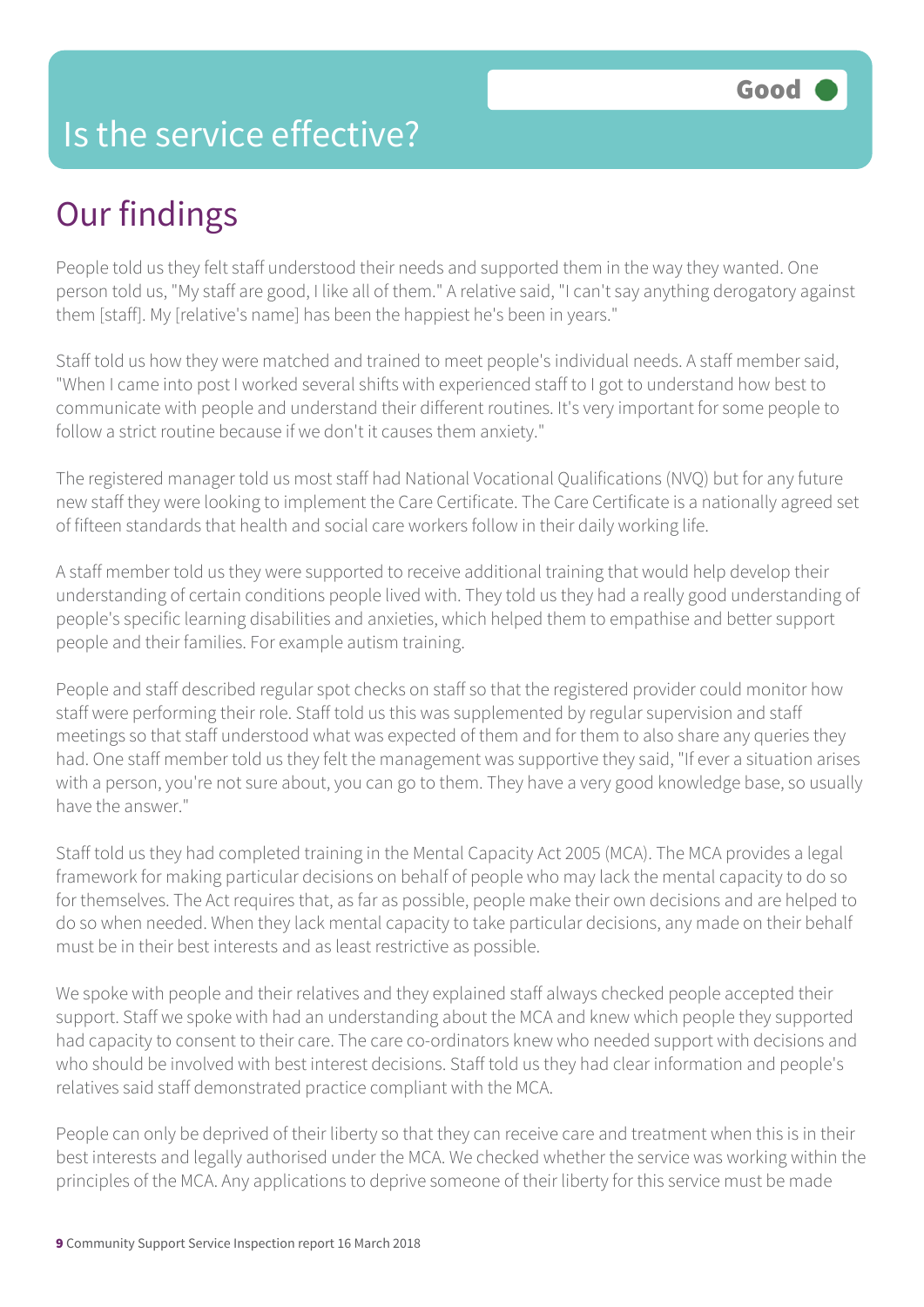# Is the service effective?

Good

## Our findings

People told us they felt staff understood their needs and supported them in the way they wanted. One person told us, "My staff are good, I like all of them." A relative said, "I can't say anything derogatory against them [staff]. My [relative's name] has been the happiest he's been in years."

Staff told us how they were matched and trained to meet people's individual needs. A staff member said, "When I came into post I worked several shifts with experienced staff to I got to understand how best to communicate with people and understand their different routines. It's very important for some people to follow a strict routine because if we don't it causes them anxiety."

The registered manager told us most staff had National Vocational Qualifications (NVQ) but for any future new staff they were looking to implement the Care Certificate. The Care Certificate is a nationally agreed set of fifteen standards that health and social care workers follow in their daily working life.

A staff member told us they were supported to receive additional training that would help develop their understanding of certain conditions people lived with. They told us they had a really good understanding of people's specific learning disabilities and anxieties, which helped them to empathise and better support people and their families. For example autism training.

People and staff described regular spot checks on staff so that the registered provider could monitor how staff were performing their role. Staff told us this was supplemented by regular supervision and staff meetings so that staff understood what was expected of them and for them to also share any queries they had. One staff member told us they felt the management was supportive they said, "If ever a situation arises with a person, you're not sure about, you can go to them. They have a very good knowledge base, so usually have the answer."

Staff told us they had completed training in the Mental Capacity Act 2005 (MCA). The MCA provides a legal framework for making particular decisions on behalf of people who may lack the mental capacity to do so for themselves. The Act requires that, as far as possible, people make their own decisions and are helped to do so when needed. When they lack mental capacity to take particular decisions, any made on their behalf must be in their best interests and as least restrictive as possible.

We spoke with people and their relatives and they explained staff always checked people accepted their support. Staff we spoke with had an understanding about the MCA and knew which people they supported had capacity to consent to their care. The care co-ordinators knew who needed support with decisions and who should be involved with best interest decisions. Staff told us they had clear information and people's relatives said staff demonstrated practice compliant with the MCA.

People can only be deprived of their liberty so that they can receive care and treatment when this is in their best interests and legally authorised under the MCA. We checked whether the service was working within the principles of the MCA. Any applications to deprive someone of their liberty for this service must be made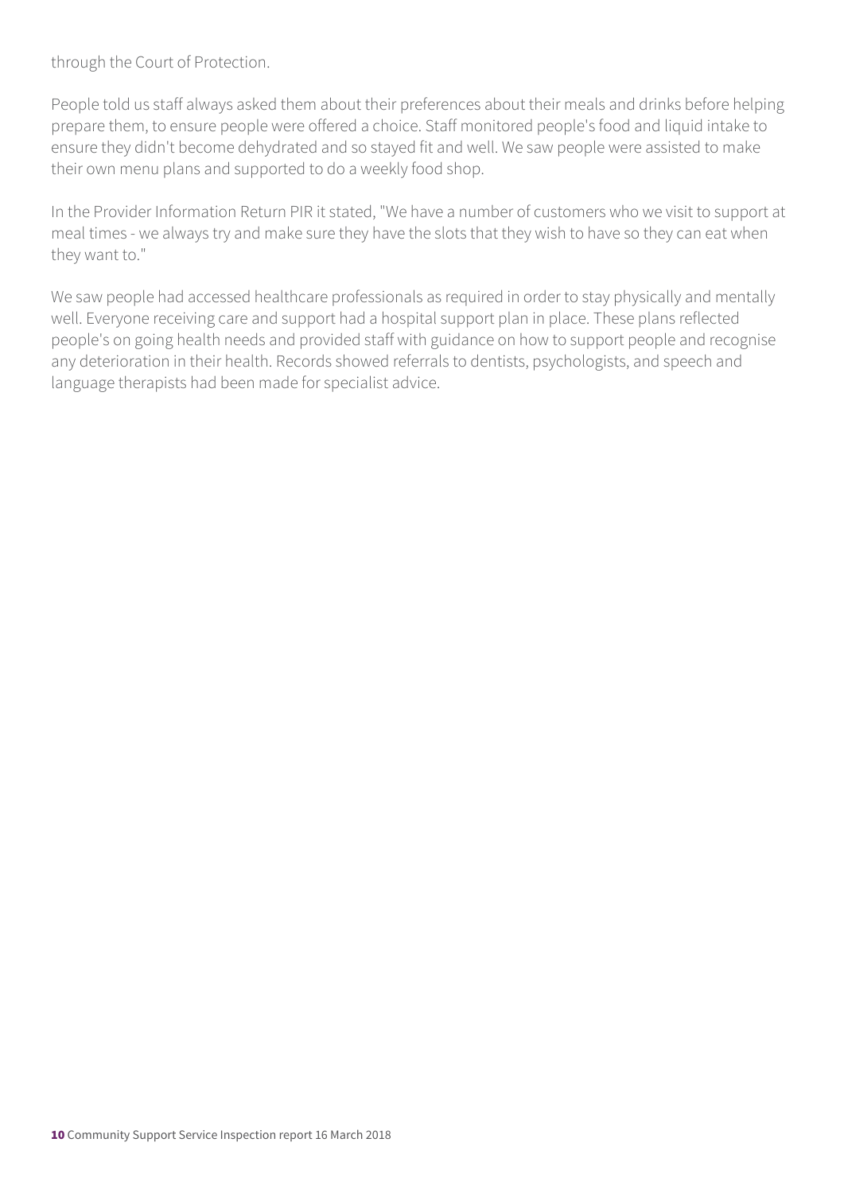through the Court of Protection.

People told us staff always asked them about their preferences about their meals and drinks before helping prepare them, to ensure people were offered a choice. Staff monitored people's food and liquid intake to ensure they didn't become dehydrated and so stayed fit and well. We saw people were assisted to make their own menu plans and supported to do a weekly food shop.

In the Provider Information Return PIR it stated, "We have a number of customers who we visit to support at meal times - we always try and make sure they have the slots that they wish to have so they can eat when they want to."

We saw people had accessed healthcare professionals as required in order to stay physically and mentally well. Everyone receiving care and support had a hospital support plan in place. These plans reflected people's on going health needs and provided staff with guidance on how to support people and recognise any deterioration in their health. Records showed referrals to dentists, psychologists, and speech and language therapists had been made for specialist advice.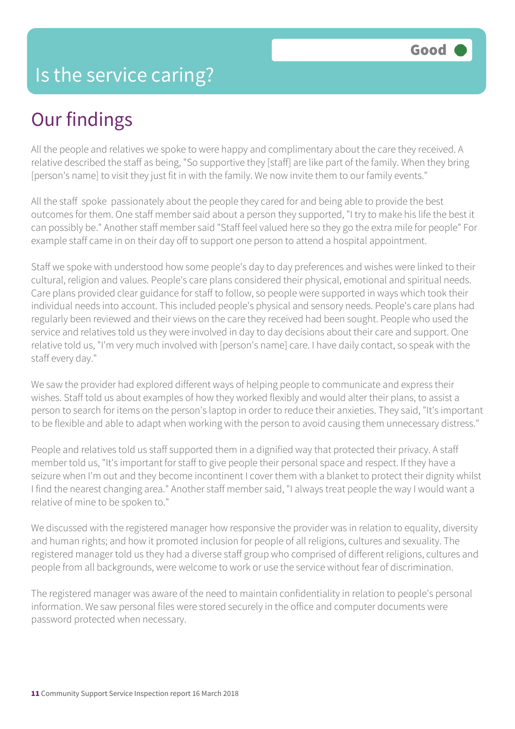# Is the service caring?

**Good**

## Our findings

All the people and relatives we spoke to were happy and complimentary about the care they received. A relative described the staff as being, "So supportive they [staff] are like part of the family. When they bring [person's name] to visit they just fit in with the family. We now invite them to our family events."

All the staff spoke passionately about the people they cared for and being able to provide the best outcomes for them. One staff member said about a person they supported, "I try to make his life the best it can possibly be." Another staff member said "Staff feel valued here so they go the extra mile for people" For example staff came in on their day off to support one person to attend a hospital appointment.

Staff we spoke with understood how some people's day to day preferences and wishes were linked to their cultural, religion and values. People's care plans considered their physical, emotional and spiritual needs. Care plans provided clear guidance for staff to follow, so people were supported in ways which took their individual needs into account. This included people's physical and sensory needs. People's care plans had regularly been reviewed and their views on the care they received had been sought. People who used the service and relatives told us they were involved in day to day decisions about their care and support. One relative told us, "I'm very much involved with [person's name] care. I have daily contact, so speak with the staff every day."

We saw the provider had explored different ways of helping people to communicate and express their wishes. Staff told us about examples of how they worked flexibly and would alter their plans, to assist a person to search for items on the person's laptop in order to reduce their anxieties. They said, "It's important to be flexible and able to adapt when working with the person to avoid causing them unnecessary distress."

People and relatives told us staff supported them in a dignified way that protected their privacy. A staff member told us, "It's important for staff to give people their personal space and respect. If they have a seizure when I'm out and they become incontinent I cover them with a blanket to protect their dignity whilst I find the nearest changing area." Another staff member said, "I always treat people the way I would want a relative of mine to be spoken to."

We discussed with the registered manager how responsive the provider was in relation to equality, diversity and human rights; and how it promoted inclusion for people of all religions, cultures and sexuality. The registered manager told us they had a diverse staff group who comprised of different religions, cultures and people from all backgrounds, were welcome to work or use the service without fear of discrimination.

The registered manager was aware of the need to maintain confidentiality in relation to people's personal information. We saw personal files were stored securely in the office and computer documents were password protected when necessary.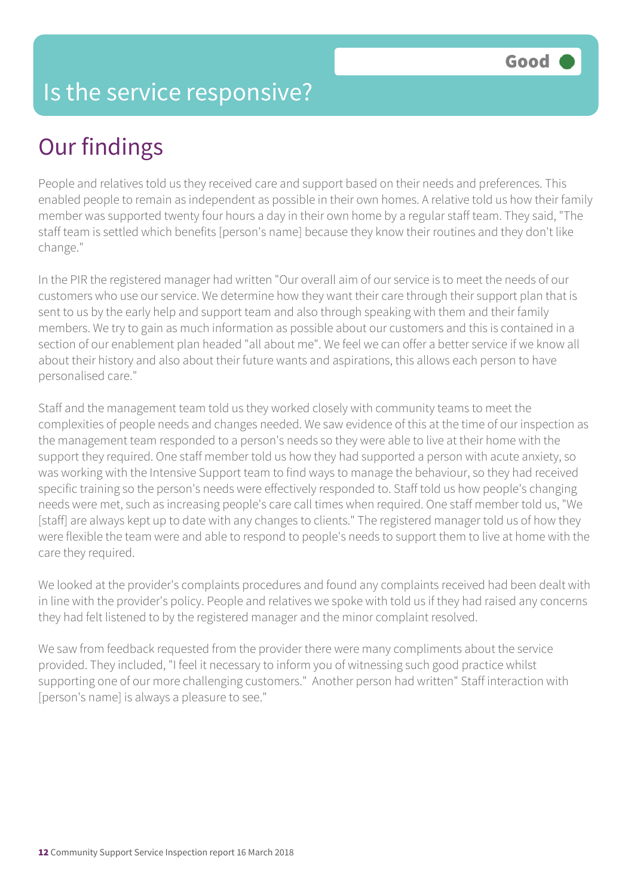Good

# Is the service responsive?

## Our findings

People and relatives told us they received care and support based on their needs and preferences. This enabled people to remain as independent as possible in their own homes. A relative told us how their family member was supported twenty four hours a day in their own home by a regular staff team. They said, "The staff team is settled which benefits [person's name] because they know their routines and they don't like change."

In the PIR the registered manager had written "Our overall aim of our service is to meet the needs of our customers who use our service. We determine how they want their care through their support plan that is sent to us by the early help and support team and also through speaking with them and their family members. We try to gain as much information as possible about our customers and this is contained in a section of our enablement plan headed "all about me". We feel we can offer a better service if we know all about their history and also about their future wants and aspirations, this allows each person to have personalised care."

Staff and the management team told us they worked closely with community teams to meet the complexities of people needs and changes needed. We saw evidence of this at the time of our inspection as the management team responded to a person's needs so they were able to live at their home with the support they required. One staff member told us how they had supported a person with acute anxiety, so was working with the Intensive Support team to find ways to manage the behaviour, so they had received specific training so the person's needs were effectively responded to. Staff told us how people's changing needs were met, such as increasing people's care call times when required. One staff member told us, "We [staff] are always kept up to date with any changes to clients." The registered manager told us of how they were flexible the team were and able to respond to people's needs to support them to live at home with the care they required.

We looked at the provider's complaints procedures and found any complaints received had been dealt with in line with the provider's policy. People and relatives we spoke with told us if they had raised any concerns they had felt listened to by the registered manager and the minor complaint resolved.

We saw from feedback requested from the provider there were many compliments about the service provided. They included, "I feel it necessary to inform you of witnessing such good practice whilst supporting one of our more challenging customers." Another person had written" Staff interaction with [person's name] is always a pleasure to see."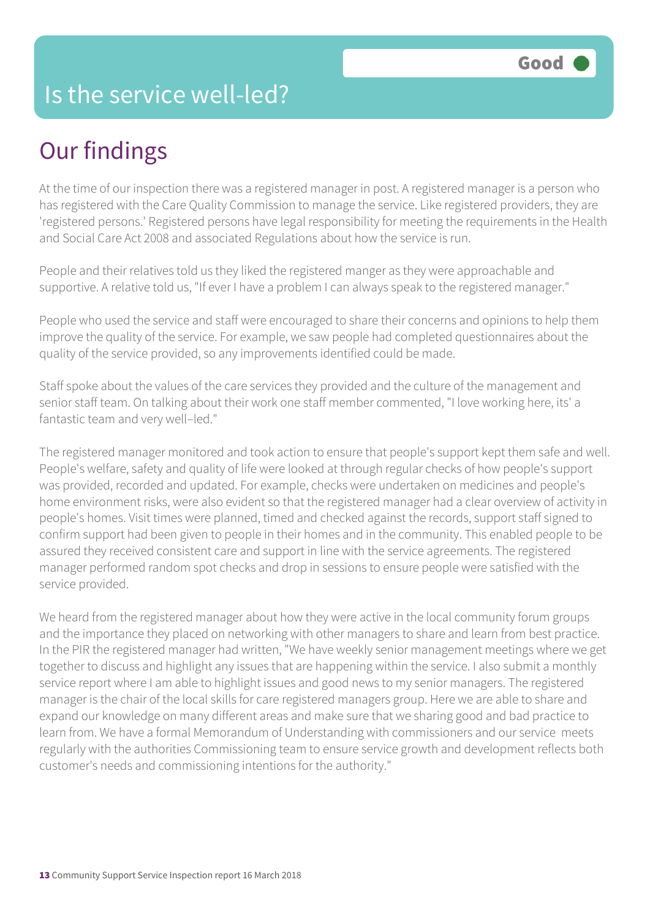# Is the service well-led?

Good

## Our findings

At the time of our inspection there was a registered manager in post. A registered manager is a person who has registered with the Care Quality Commission to manage the service. Like registered providers, they are 'registered persons.' Registered persons have legal responsibility for meeting the requirements in the Health and Social Care Act 2008 and associated Regulations about how the service is run.

People and their relatives told us they liked the registered manger as they were approachable and supportive. A relative told us, "If ever I have a problem I can always speak to the registered manager."

People who used the service and staff were encouraged to share their concerns and opinions to help them improve the quality of the service. For example, we saw people had completed questionnaires about the quality of the service provided, so any improvements identified could be made.

Staff spoke about the values of the care services they provided and the culture of the management and senior staff team. On talking about their work one staff member commented, "I love working here, its' a fantastic team and very well–led."

The registered manager monitored and took action to ensure that people's support kept them safe and well. People's welfare, safety and quality of life were looked at through regular checks of how people's support was provided, recorded and updated. For example, checks were undertaken on medicines and people's home environment risks, were also evident so that the registered manager had a clear overview of activity in people's homes. Visit times were planned, timed and checked against the records, support staff signed to confirm support had been given to people in their homes and in the community. This enabled people to be assured they received consistent care and support in line with the service agreements. The registered manager performed random spot checks and drop in sessions to ensure people were satisfied with the service provided.

We heard from the registered manager about how they were active in the local community forum groups and the importance they placed on networking with other managers to share and learn from best practice. In the PIR the registered manager had written, "We have weekly senior management meetings where we get together to discuss and highlight any issues that are happening within the service. I also submit a monthly service report where I am able to highlight issues and good news to my senior managers. The registered manager is the chair of the local skills for care registered managers group. Here we are able to share and expand our knowledge on many different areas and make sure that we sharing good and bad practice to learn from. We have a formal Memorandum of Understanding with commissioners and our service meets regularly with the authorities Commissioning team to ensure service growth and development reflects both customer's needs and commissioning intentions for the authority."